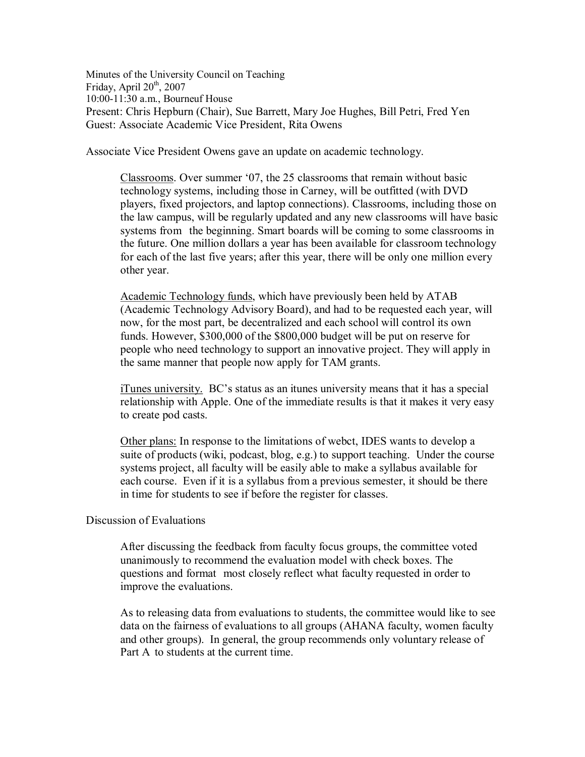Minutes of the University Council on Teaching
Friday, April 20th, 2007
10:00-11:30 a.m., Bourneuf House
Present: Chris Hepburn (Chair), Sue Barrett, Mary Joe Hughes, Bill Petri, Fred Yen
Guest: Associate Academic Vice President, Rita Owens

Associate Vice President Owens gave an update on academic technology.

> Classrooms. Over summer '07, the 25 classrooms that remain without basic technology systems, including those in Carney, will be outfitted (with DVD players, fixed projectors, and laptop connections). Classrooms, including those on the law campus, will be regularly updated and any new classrooms will have basic systems from the beginning. Smart boards will be coming to some classrooms in the future. One million dollars a year has been available for classroom technology for each of the last five years; after this year, there will be only one million every other year.
>
> Academic Technology funds, which have previously been held by ATAB (Academic Technology Advisory Board), and had to be requested each year, will now, for the most part, be decentralized and each school will control its own funds. However, $300,000 of the $800,000 budget will be put on reserve for people who need technology to support an innovative project. They will apply in the same manner that people now apply for TAM grants.
>
> iTunes university. BC's status as an itunes university means that it has a special relationship with Apple. One of the immediate results is that it makes it very easy to create pod casts.
>
> Other plans: In response to the limitations of webct, IDES wants to develop a suite of products (wiki, podcast, blog, e.g.) to support teaching. Under the course systems project, all faculty will be easily able to make a syllabus available for each course. Even if it is a syllabus from a previous semester, it should be there in time for students to see if before the register for classes.

Discussion of Evaluations

> After discussing the feedback from faculty focus groups, the committee voted unanimously to recommend the evaluation model with check boxes. The questions and format most closely reflect what faculty requested in order to improve the evaluations.
>
> As to releasing data from evaluations to students, the committee would like to see data on the fairness of evaluations to all groups (AHANA faculty, women faculty and other groups). In general, the group recommends only voluntary release of Part A to students at the current time.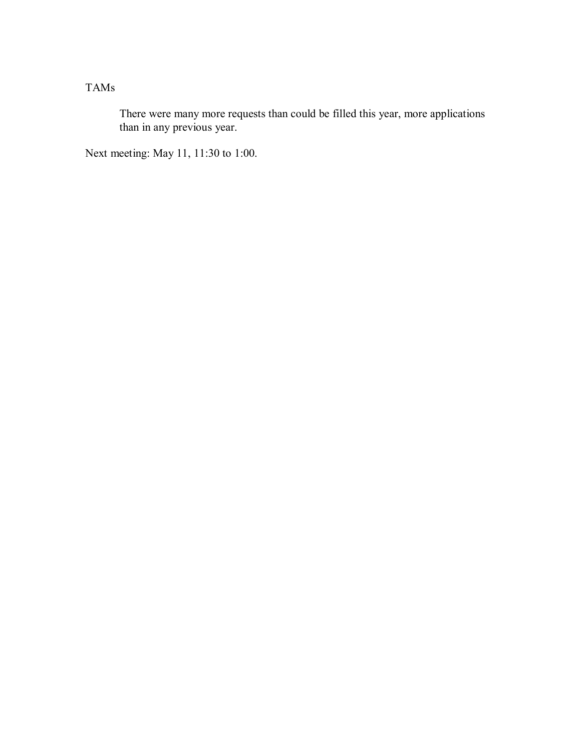TAMs

There were many more requests than could be filled this year, more applications than in any previous year.

Next meeting: May 11, 11:30 to 1:00.